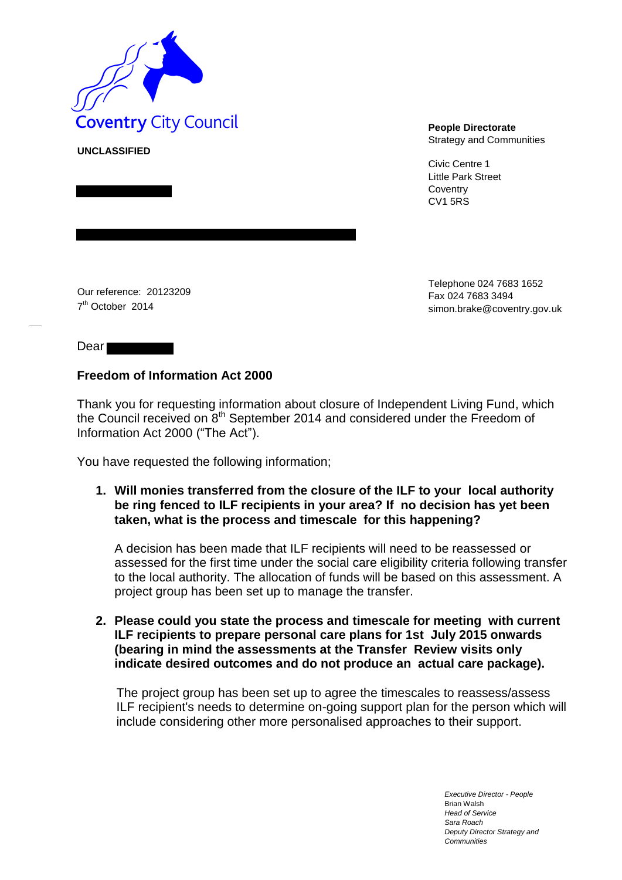Coventry City Council

**UNCLASSIFIED**

**People Directorate**
Strategy and Communities

Civic Centre 1
Little Park Street
Coventry
CV1 5RS

Our reference: 20123209
7th October 2014

Telephone 024 7683 1652
Fax 024 7683 3494
simon.brake@coventry.gov.uk

Dear

**Freedom of Information Act 2000**

Thank you for requesting information about closure of Independent Living Fund, which the Council received on 8th September 2014 and considered under the Freedom of Information Act 2000 ("The Act").

You have requested the following information;

1. **Will monies transferred from the closure of the ILF to your local authority be ring fenced to ILF recipients in your area? If no decision has yet been taken, what is the process and timescale for this happening?**

   A decision has been made that ILF recipients will need to be reassessed or assessed for the first time under the social care eligibility criteria following transfer to the local authority. The allocation of funds will be based on this assessment. A project group has been set up to manage the transfer.

2. **Please could you state the process and timescale for meeting with current ILF recipients to prepare personal care plans for 1st July 2015 onwards (bearing in mind the assessments at the Transfer Review visits only indicate desired outcomes and do not produce an actual care package).**

   The project group has been set up to agree the timescales to reassess/assess ILF recipient's needs to determine on-going support plan for the person which will include considering other more personalised approaches to their support.

*Executive Director - People*
Brian Walsh
*Head of Service*
Sara Roach
*Deputy Director Strategy and Communities*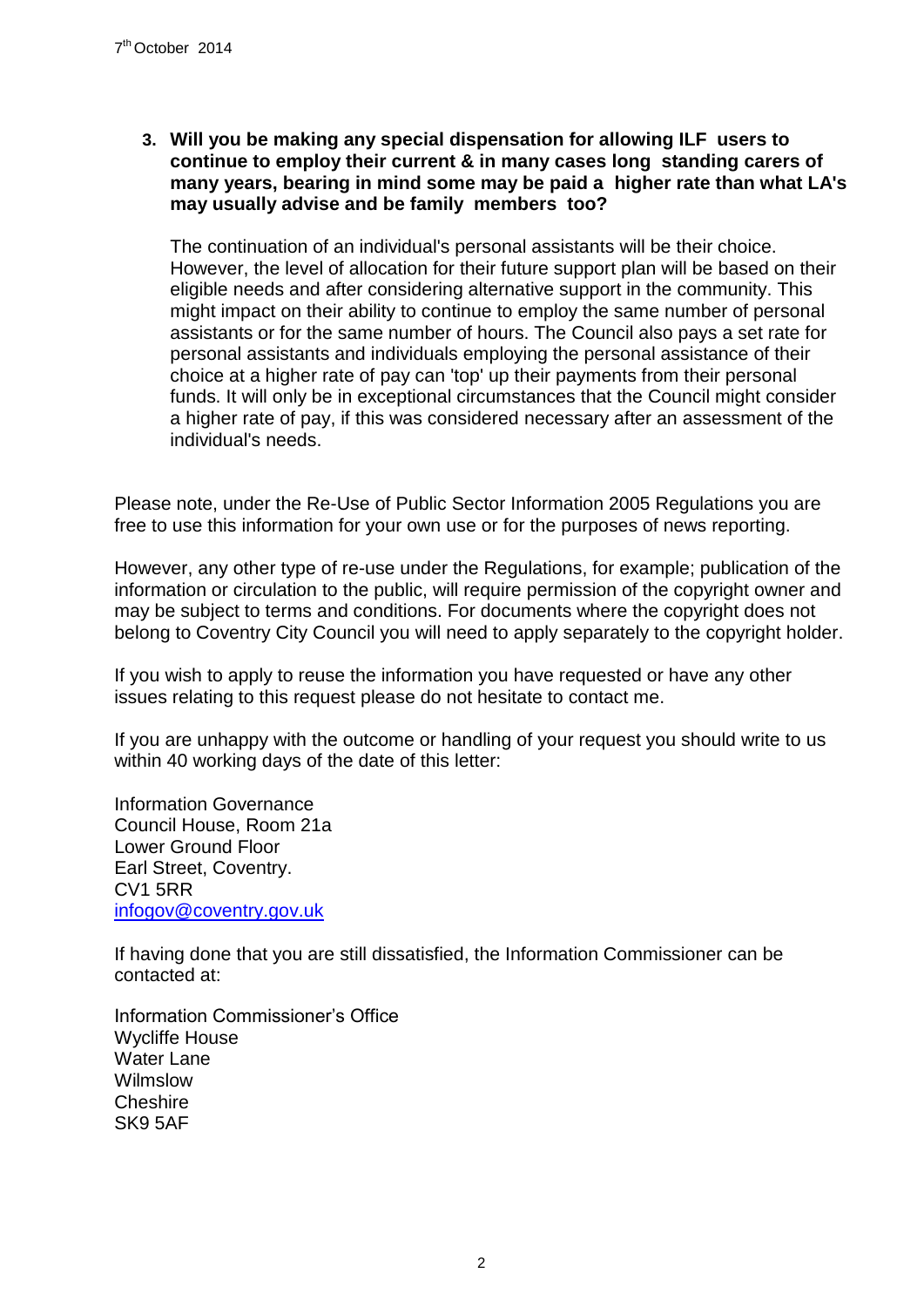7th October 2014

3. **Will you be making any special dispensation for allowing ILF users to continue to employ their current & in many cases long standing carers of many years, bearing in mind some may be paid a higher rate than what LA's may usually advise and be family members too?**

   The continuation of an individual's personal assistants will be their choice. However, the level of allocation for their future support plan will be based on their eligible needs and after considering alternative support in the community. This might impact on their ability to continue to employ the same number of personal assistants or for the same number of hours. The Council also pays a set rate for personal assistants and individuals employing the personal assistance of their choice at a higher rate of pay can 'top' up their payments from their personal funds. It will only be in exceptional circumstances that the Council might consider a higher rate of pay, if this was considered necessary after an assessment of the individual's needs.

Please note, under the Re-Use of Public Sector Information 2005 Regulations you are free to use this information for your own use or for the purposes of news reporting.

However, any other type of re-use under the Regulations, for example; publication of the information or circulation to the public, will require permission of the copyright owner and may be subject to terms and conditions. For documents where the copyright does not belong to Coventry City Council you will need to apply separately to the copyright holder.

If you wish to apply to reuse the information you have requested or have any other issues relating to this request please do not hesitate to contact me.

If you are unhappy with the outcome or handling of your request you should write to us within 40 working days of the date of this letter:

Information Governance
Council House, Room 21a
Lower Ground Floor
Earl Street, Coventry.
CV1 5RR
infogov@coventry.gov.uk

If having done that you are still dissatisfied, the Information Commissioner can be contacted at:

Information Commissioner's Office
Wycliffe House
Water Lane
Wilmslow
Cheshire
SK9 5AF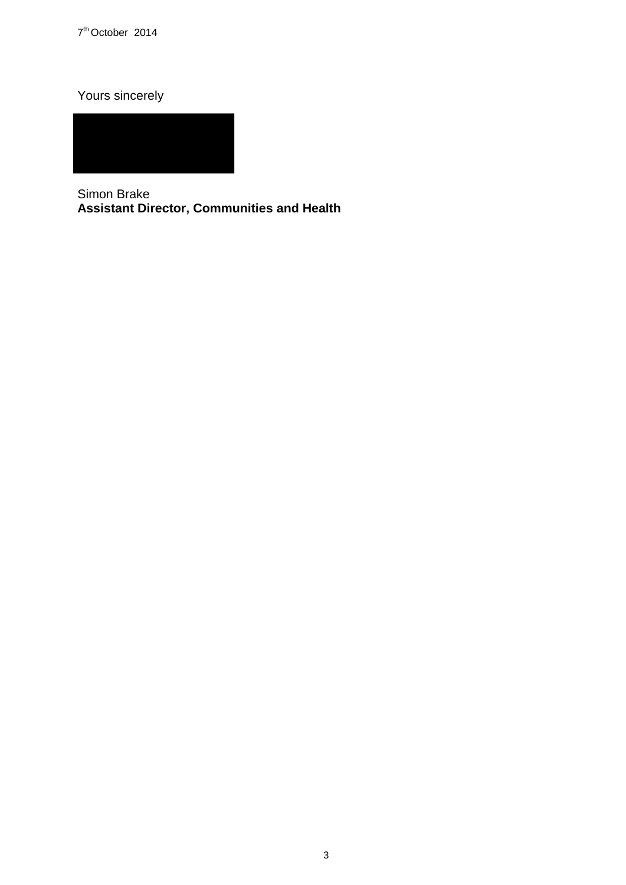7th October 2014

Yours sincerely

Simon Brake
**Assistant Director, Communities and Health**